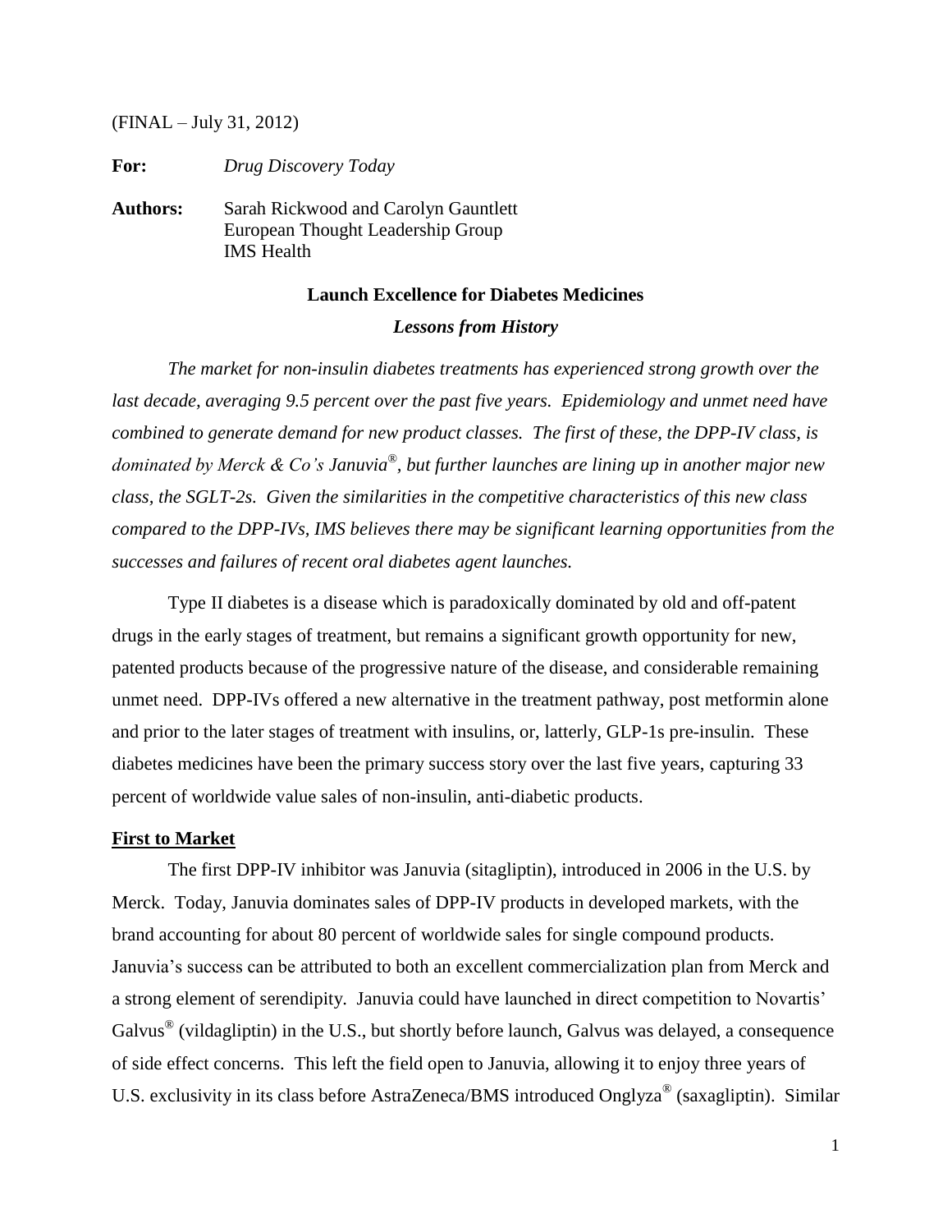(FINAL – July 31, 2012)

**For:** *Drug Discovery Today*

**Authors:** Sarah Rickwood and Carolyn Gauntlett
European Thought Leadership Group
IMS Health

## Launch Excellence for Diabetes Medicines

### *Lessons from History*

*The market for non-insulin diabetes treatments has experienced strong growth over the last decade, averaging 9.5 percent over the past five years. Epidemiology and unmet need have combined to generate demand for new product classes. The first of these, the DPP-IV class, is dominated by Merck & Co's Januvia®, but further launches are lining up in another major new class, the SGLT-2s. Given the similarities in the competitive characteristics of this new class compared to the DPP-IVs, IMS believes there may be significant learning opportunities from the successes and failures of recent oral diabetes agent launches.*

Type II diabetes is a disease which is paradoxically dominated by old and off-patent drugs in the early stages of treatment, but remains a significant growth opportunity for new, patented products because of the progressive nature of the disease, and considerable remaining unmet need. DPP-IVs offered a new alternative in the treatment pathway, post metformin alone and prior to the later stages of treatment with insulins, or, latterly, GLP-1s pre-insulin. These diabetes medicines have been the primary success story over the last five years, capturing 33 percent of worldwide value sales of non-insulin, anti-diabetic products.

**First to Market**

The first DPP-IV inhibitor was Januvia (sitagliptin), introduced in 2006 in the U.S. by Merck. Today, Januvia dominates sales of DPP-IV products in developed markets, with the brand accounting for about 80 percent of worldwide sales for single compound products. Januvia's success can be attributed to both an excellent commercialization plan from Merck and a strong element of serendipity. Januvia could have launched in direct competition to Novartis' Galvus® (vildagliptin) in the U.S., but shortly before launch, Galvus was delayed, a consequence of side effect concerns. This left the field open to Januvia, allowing it to enjoy three years of U.S. exclusivity in its class before AstraZeneca/BMS introduced Onglyza® (saxagliptin). Similar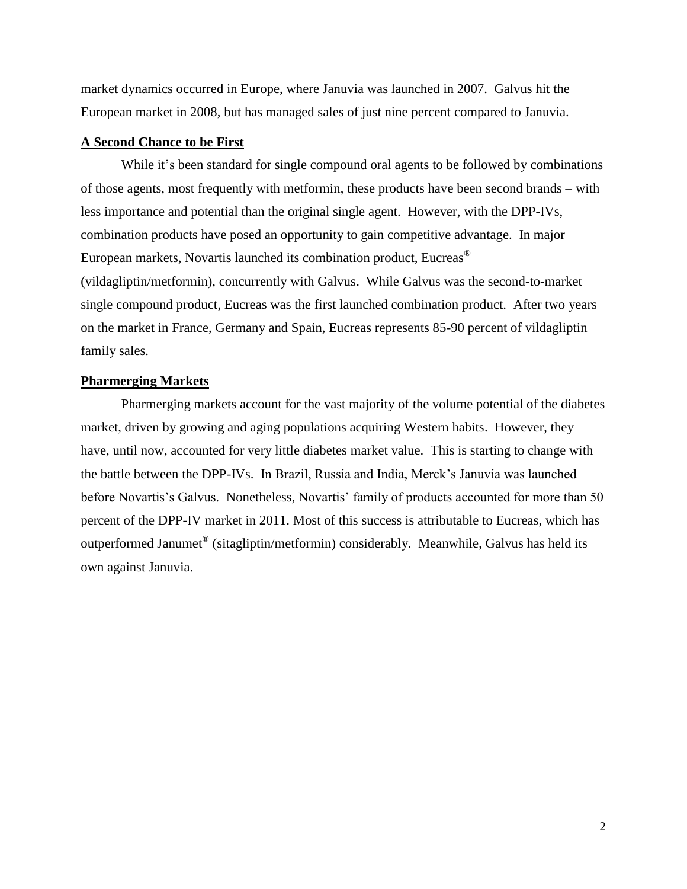market dynamics occurred in Europe, where Januvia was launched in 2007. Galvus hit the European market in 2008, but has managed sales of just nine percent compared to Januvia.

## A Second Chance to be First

While it's been standard for single compound oral agents to be followed by combinations of those agents, most frequently with metformin, these products have been second brands – with less importance and potential than the original single agent. However, with the DPP-IVs, combination products have posed an opportunity to gain competitive advantage. In major European markets, Novartis launched its combination product, Eucreas® (vildagliptin/metformin), concurrently with Galvus. While Galvus was the second-to-market single compound product, Eucreas was the first launched combination product. After two years on the market in France, Germany and Spain, Eucreas represents 85-90 percent of vildagliptin family sales.

## Pharmerging Markets

Pharmerging markets account for the vast majority of the volume potential of the diabetes market, driven by growing and aging populations acquiring Western habits. However, they have, until now, accounted for very little diabetes market value. This is starting to change with the battle between the DPP-IVs. In Brazil, Russia and India, Merck's Januvia was launched before Novartis's Galvus. Nonetheless, Novartis' family of products accounted for more than 50 percent of the DPP-IV market in 2011. Most of this success is attributable to Eucreas, which has outperformed Janumet® (sitagliptin/metformin) considerably. Meanwhile, Galvus has held its own against Januvia.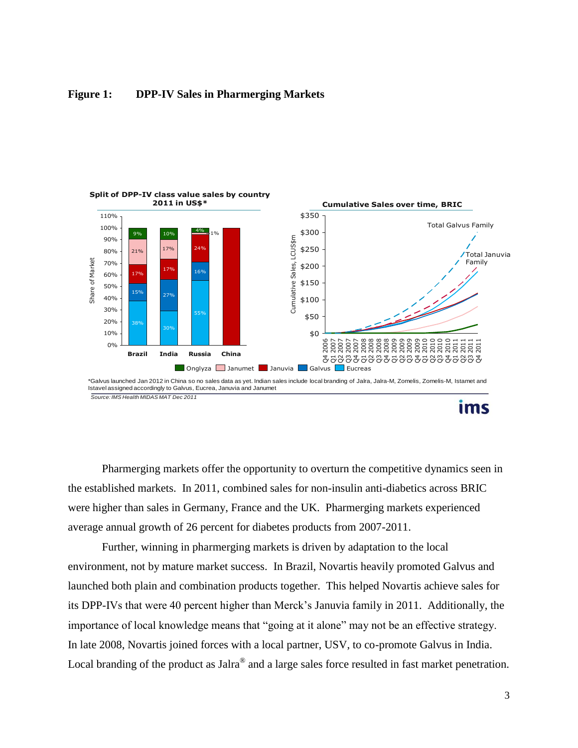**Figure 1: DPP-IV Sales in Pharmerging Markets**

**Split of DPP-IV class value sales by country 2011 in US$***

| Share of Market | Brazil | India | Russia | China |
|---|---|---|---|---|
| Onglyza | 9% | 10% | 4% | |
| Janumet | 21% | 17% | 1% | |
| Januvia | 17% | 17% | 24% | 100% |
| Galvus | 15% | 27% | 16% | |
| Eucreas | 38% | 30% | 55% | |

**Cumulative Sales over time, BRIC**

Cumulative Sales, LCUS$m ($0 – $350), Q4 2006 – Q4 2011. Lines: Total Galvus Family, Total Januvia Family.

Legend: Onglyza, Janumet, Januvia, Galvus, Eucreas

*Galvus launched Jan 2012 in China so no sales data as yet. Indian sales include local branding of Jalra, Jalra-M, Zomelis, Zomelis-M, Istamet and Istavel assigned accordingly to Galvus, Eucrea, Januvia and Janumet

*Source: IMS Health MIDAS MAT Dec 2011*

Pharmerging markets offer the opportunity to overturn the competitive dynamics seen in the established markets. In 2011, combined sales for non-insulin anti-diabetics across BRIC were higher than sales in Germany, France and the UK. Pharmerging markets experienced average annual growth of 26 percent for diabetes products from 2007-2011.

Further, winning in pharmerging markets is driven by adaptation to the local environment, not by mature market success. In Brazil, Novartis heavily promoted Galvus and launched both plain and combination products together. This helped Novartis achieve sales for its DPP-IVs that were 40 percent higher than Merck's Januvia family in 2011. Additionally, the importance of local knowledge means that "going at it alone" may not be an effective strategy. In late 2008, Novartis joined forces with a local partner, USV, to co-promote Galvus in India. Local branding of the product as Jalra® and a large sales force resulted in fast market penetration.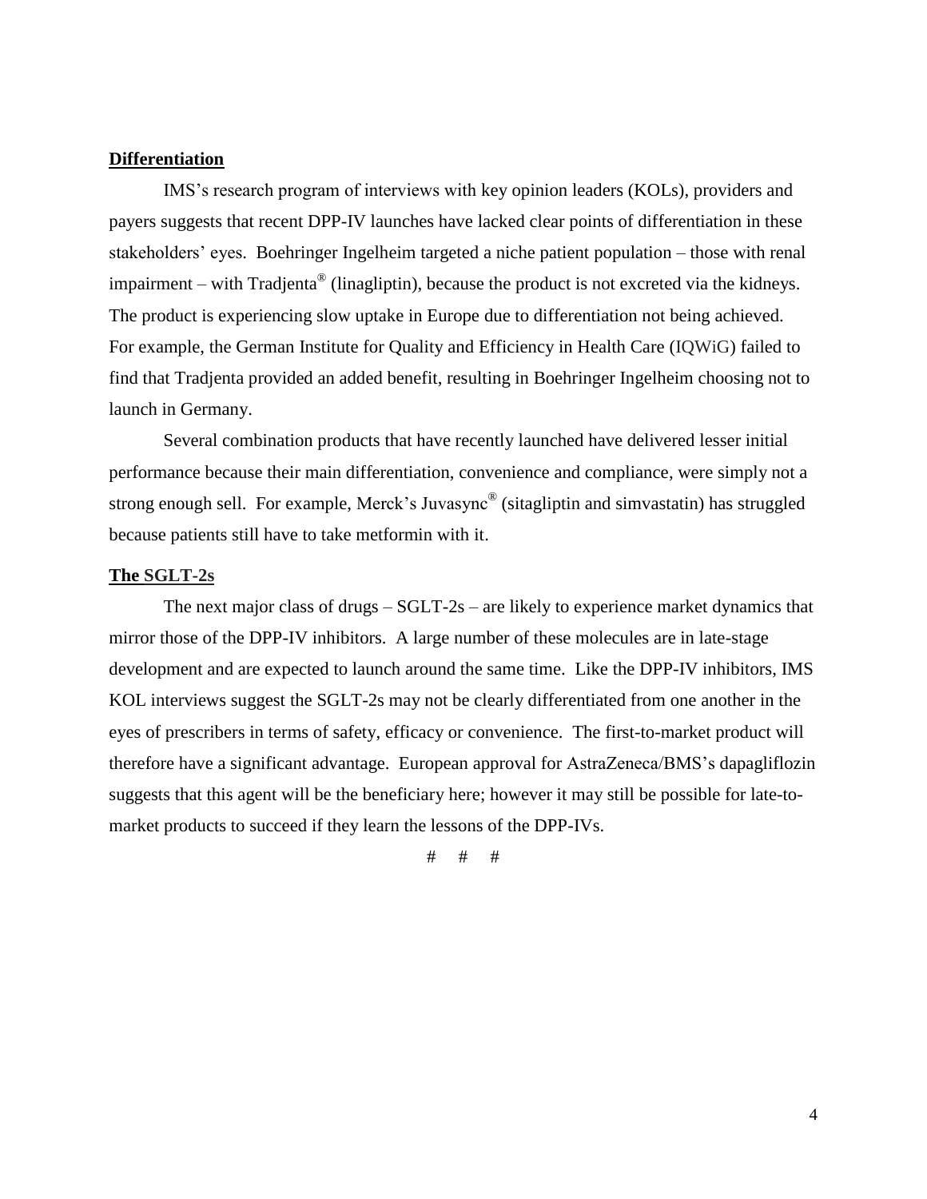**Differentiation**

IMS's research program of interviews with key opinion leaders (KOLs), providers and payers suggests that recent DPP-IV launches have lacked clear points of differentiation in these stakeholders' eyes. Boehringer Ingelheim targeted a niche patient population – those with renal impairment – with Tradjenta® (linagliptin), because the product is not excreted via the kidneys. The product is experiencing slow uptake in Europe due to differentiation not being achieved. For example, the German Institute for Quality and Efficiency in Health Care (IQWiG) failed to find that Tradjenta provided an added benefit, resulting in Boehringer Ingelheim choosing not to launch in Germany.

Several combination products that have recently launched have delivered lesser initial performance because their main differentiation, convenience and compliance, were simply not a strong enough sell. For example, Merck's Juvasync® (sitagliptin and simvastatin) has struggled because patients still have to take metformin with it.

**The SGLT-2s**

The next major class of drugs – SGLT-2s – are likely to experience market dynamics that mirror those of the DPP-IV inhibitors. A large number of these molecules are in late-stage development and are expected to launch around the same time. Like the DPP-IV inhibitors, IMS KOL interviews suggest the SGLT-2s may not be clearly differentiated from one another in the eyes of prescribers in terms of safety, efficacy or convenience. The first-to-market product will therefore have a significant advantage. European approval for AstraZeneca/BMS's dapagliflozin suggests that this agent will be the beneficiary here; however it may still be possible for late-to-market products to succeed if they learn the lessons of the DPP-IVs.

# # #